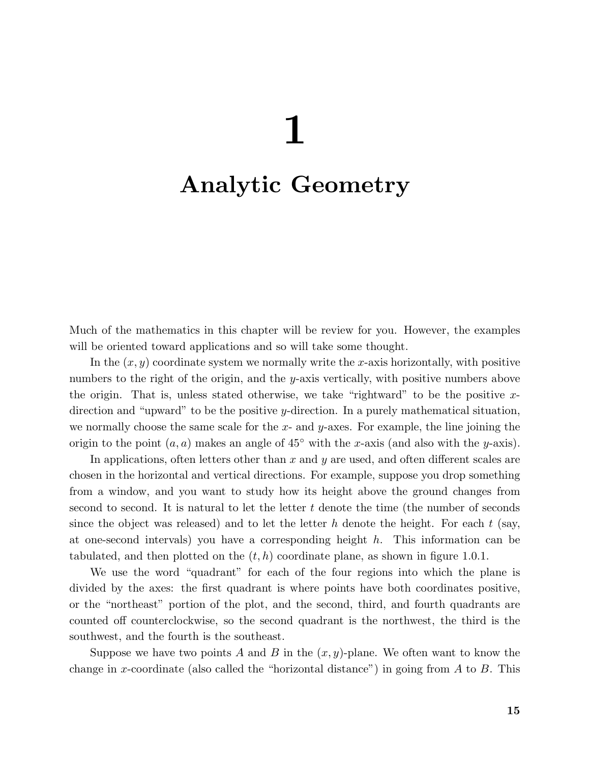# 1

# Analytic Geometry

Much of the mathematics in this chapter will be review for you. However, the examples will be oriented toward applications and so will take some thought.

In the $(x, y)$ coordinate system we normally write the $x$-axis horizontally, with positive numbers to the right of the origin, and the $y$-axis vertically, with positive numbers above the origin. That is, unless stated otherwise, we take "rightward" to be the positive $x$-direction and "upward" to be the positive $y$-direction. In a purely mathematical situation, we normally choose the same scale for the $x$- and $y$-axes. For example, the line joining the origin to the point $(a, a)$ makes an angle of $45^\circ$ with the $x$-axis (and also with the $y$-axis).

In applications, often letters other than $x$ and $y$ are used, and often different scales are chosen in the horizontal and vertical directions. For example, suppose you drop something from a window, and you want to study how its height above the ground changes from second to second. It is natural to let the letter $t$ denote the time (the number of seconds since the object was released) and to let the letter $h$ denote the height. For each $t$ (say, at one-second intervals) you have a corresponding height $h$. This information can be tabulated, and then plotted on the $(t, h)$ coordinate plane, as shown in figure 1.0.1.

We use the word "quadrant" for each of the four regions into which the plane is divided by the axes: the first quadrant is where points have both coordinates positive, or the "northeast" portion of the plot, and the second, third, and fourth quadrants are counted off counterclockwise, so the second quadrant is the northwest, the third is the southwest, and the fourth is the southeast.

Suppose we have two points $A$ and $B$ in the $(x, y)$-plane. We often want to know the change in $x$-coordinate (also called the "horizontal distance") in going from $A$ to $B$. This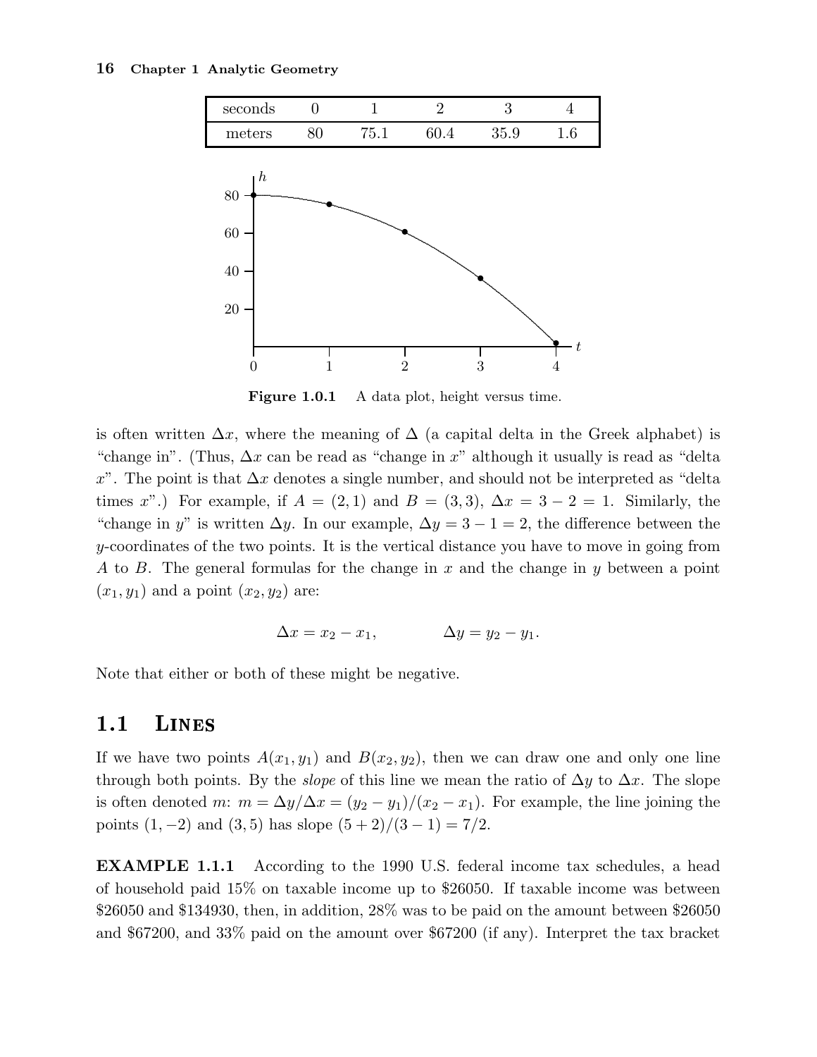| seconds | 0 | 1 | 2 | 3 | 4 |
| --- | --- | --- | --- | --- | --- |
| meters | 80 | 75.1 | 60.4 | 35.9 | 1.6 |

h

80

60

40

20

0 1 2 3 4 t

**Figure 1.0.1** A data plot, height versus time.

is often written $\Delta x$, where the meaning of $\Delta$ (a capital delta in the Greek alphabet) is "change in". (Thus, $\Delta x$ can be read as "change in $x$" although it usually is read as "delta $x$". The point is that $\Delta x$ denotes a single number, and should not be interpreted as "delta times $x$".) For example, if $A = (2, 1)$ and $B = (3, 3)$, $\Delta x = 3 - 2 = 1$. Similarly, the "change in $y$" is written $\Delta y$. In our example, $\Delta y = 3 - 1 = 2$, the difference between the $y$-coordinates of the two points. It is the vertical distance you have to move in going from $A$ to $B$. The general formulas for the change in $x$ and the change in $y$ between a point $(x_1, y_1)$ and a point $(x_2, y_2)$ are:

$$\Delta x = x_2 - x_1, \qquad \Delta y = y_2 - y_1.$$

Note that either or both of these might be negative.

## 1.1 Lines

If we have two points $A(x_1, y_1)$ and $B(x_2, y_2)$, then we can draw one and only one line through both points. By the *slope* of this line we mean the ratio of $\Delta y$ to $\Delta x$. The slope is often denoted $m$: $m = \Delta y/\Delta x = (y_2 - y_1)/(x_2 - x_1)$. For example, the line joining the points $(1, -2)$ and $(3, 5)$ has slope $(5 + 2)/(3 - 1) = 7/2$.

**EXAMPLE 1.1.1** According to the 1990 U.S. federal income tax schedules, a head of household paid 15% on taxable income up to \$26050. If taxable income was between \$26050 and \$134930, then, in addition, 28% was to be paid on the amount between \$26050 and \$67200, and 33% paid on the amount over \$67200 (if any). Interpret the tax bracket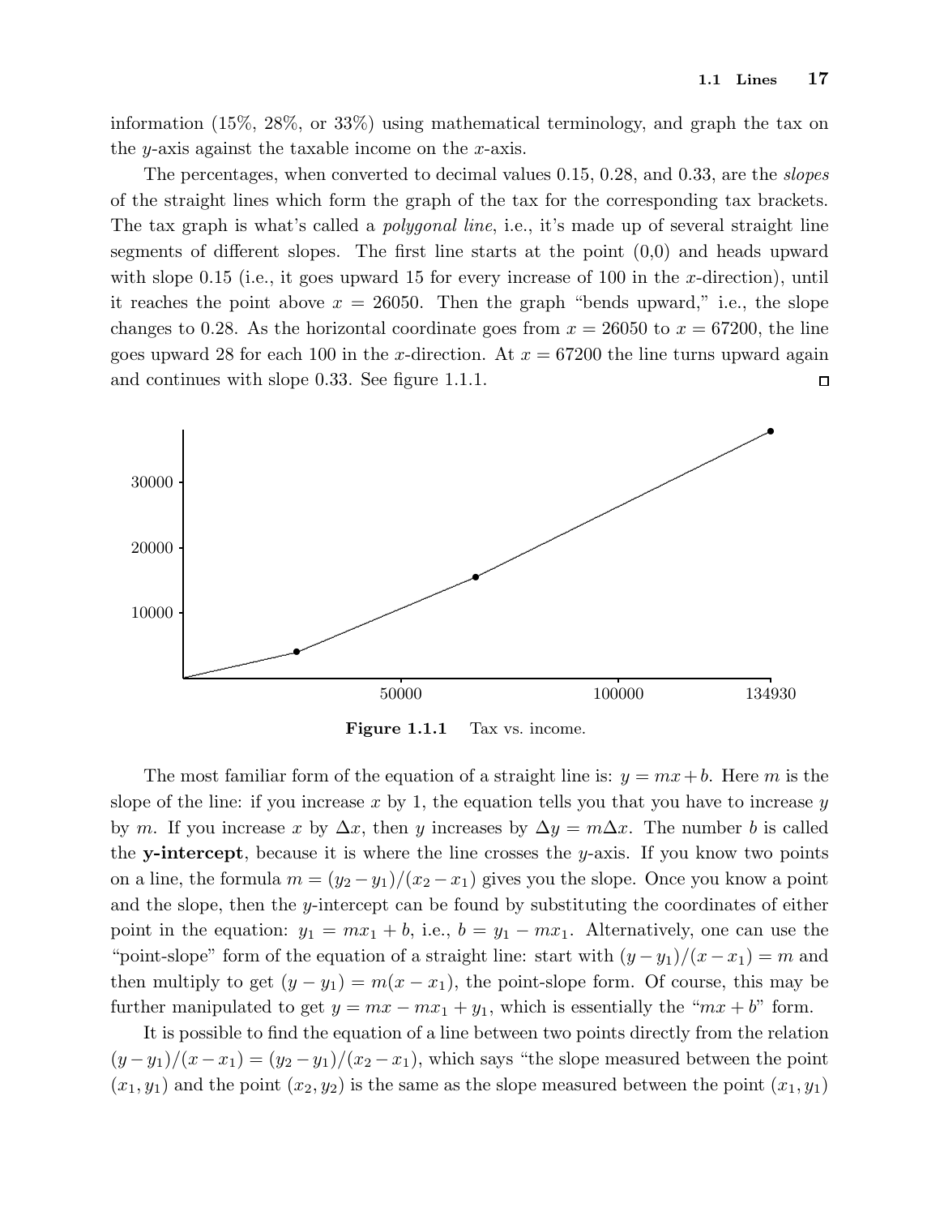information (15%, 28%, or 33%) using mathematical terminology, and graph the tax on the $y$-axis against the taxable income on the $x$-axis.

The percentages, when converted to decimal values 0.15, 0.28, and 0.33, are the *slopes* of the straight lines which form the graph of the tax for the corresponding tax brackets. The tax graph is what's called a *polygonal line*, i.e., it's made up of several straight line segments of different slopes. The first line starts at the point (0,0) and heads upward with slope 0.15 (i.e., it goes upward 15 for every increase of 100 in the $x$-direction), until it reaches the point above $x = 26050$. Then the graph "bends upward," i.e., the slope changes to 0.28. As the horizontal coordinate goes from $x = 26050$ to $x = 67200$, the line goes upward 28 for each 100 in the $x$-direction. At $x = 67200$ the line turns upward again and continues with slope 0.33. See figure 1.1.1. □

30000
20000
10000
50000
100000
134930

**Figure 1.1.1** Tax vs. income.

The most familiar form of the equation of a straight line is: $y = mx + b$. Here $m$ is the slope of the line: if you increase $x$ by 1, the equation tells you that you have to increase $y$ by $m$. If you increase $x$ by $\Delta x$, then $y$ increases by $\Delta y = m\Delta x$. The number $b$ is called the **y-intercept**, because it is where the line crosses the $y$-axis. If you know two points on a line, the formula $m = (y_2 - y_1)/(x_2 - x_1)$ gives you the slope. Once you know a point and the slope, then the $y$-intercept can be found by substituting the coordinates of either point in the equation: $y_1 = mx_1 + b$, i.e., $b = y_1 - mx_1$. Alternatively, one can use the "point-slope" form of the equation of a straight line: start with $(y - y_1)/(x - x_1) = m$ and then multiply to get $(y - y_1) = m(x - x_1)$, the point-slope form. Of course, this may be further manipulated to get $y = mx - mx_1 + y_1$, which is essentially the "$mx + b$" form.

It is possible to find the equation of a line between two points directly from the relation $(y - y_1)/(x - x_1) = (y_2 - y_1)/(x_2 - x_1)$, which says "the slope measured between the point $(x_1, y_1)$ and the point $(x_2, y_2)$ is the same as the slope measured between the point $(x_1, y_1)$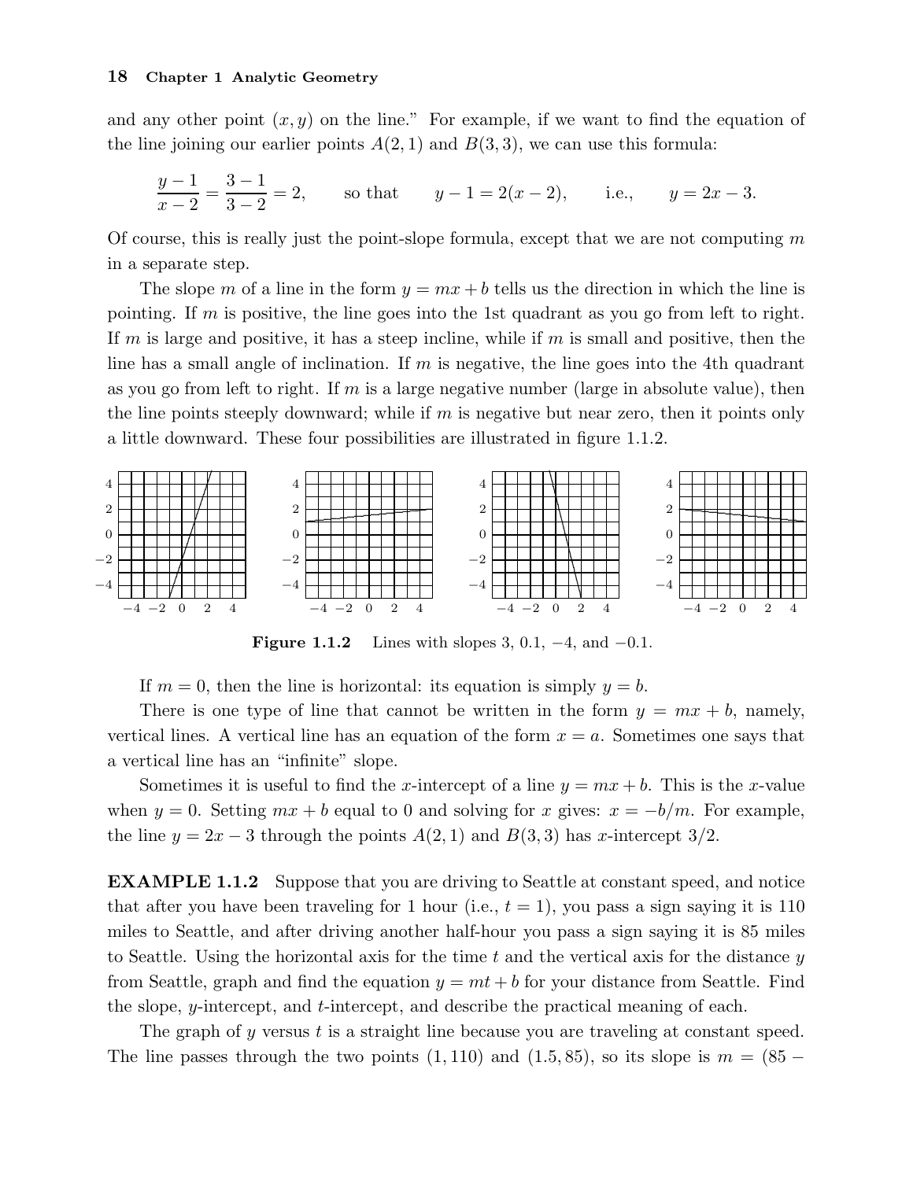and any other point $(x, y)$ on the line." For example, if we want to find the equation of the line joining our earlier points $A(2, 1)$ and $B(3, 3)$, we can use this formula:

$$\frac{y-1}{x-2} = \frac{3-1}{3-2} = 2, \qquad \text{so that} \qquad y - 1 = 2(x-2), \qquad \text{i.e.,} \qquad y = 2x - 3.$$

Of course, this is really just the point-slope formula, except that we are not computing $m$ in a separate step.

The slope $m$ of a line in the form $y = mx + b$ tells us the direction in which the line is pointing. If $m$ is positive, the line goes into the 1st quadrant as you go from left to right. If $m$ is large and positive, it has a steep incline, while if $m$ is small and positive, then the line has a small angle of inclination. If $m$ is negative, the line goes into the 4th quadrant as you go from left to right. If $m$ is a large negative number (large in absolute value), then the line points steeply downward; while if $m$ is negative but near zero, then it points only a little downward. These four possibilities are illustrated in figure 1.1.2.

4
2
0
−2
−4
−4 −2 0 2 4

4
2
0
−2
−4
−4 −2 0 2 4

4
2
0
−2
−4
−4 −2 0 2 4

4
2
0
−2
−4
−4 −2 0 2 4

**Figure 1.1.2** Lines with slopes 3, 0.1, −4, and −0.1.

If $m = 0$, then the line is horizontal: its equation is simply $y = b$.

There is one type of line that cannot be written in the form $y = mx + b$, namely, vertical lines. A vertical line has an equation of the form $x = a$. Sometimes one says that a vertical line has an "infinite" slope.

Sometimes it is useful to find the $x$-intercept of a line $y = mx + b$. This is the $x$-value when $y = 0$. Setting $mx + b$ equal to 0 and solving for $x$ gives: $x = -b/m$. For example, the line $y = 2x - 3$ through the points $A(2, 1)$ and $B(3, 3)$ has $x$-intercept $3/2$.

**EXAMPLE 1.1.2** Suppose that you are driving to Seattle at constant speed, and notice that after you have been traveling for 1 hour (i.e., $t = 1$), you pass a sign saying it is 110 miles to Seattle, and after driving another half-hour you pass a sign saying it is 85 miles to Seattle. Using the horizontal axis for the time $t$ and the vertical axis for the distance $y$ from Seattle, graph and find the equation $y = mt + b$ for your distance from Seattle. Find the slope, $y$-intercept, and $t$-intercept, and describe the practical meaning of each.

The graph of $y$ versus $t$ is a straight line because you are traveling at constant speed. The line passes through the two points $(1, 110)$ and $(1.5, 85)$, so its slope is $m = (85 -$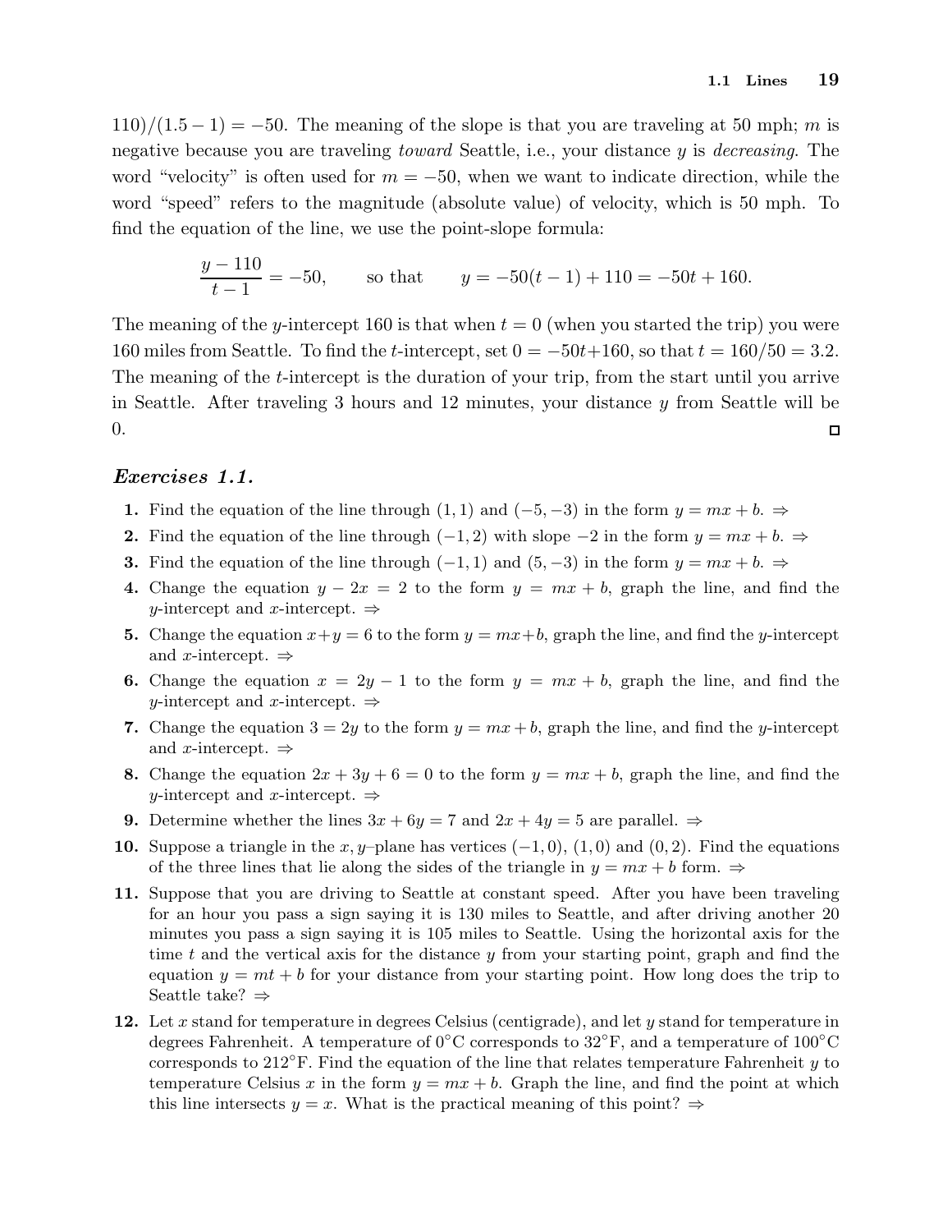$110)/(1.5-1) = -50$. The meaning of the slope is that you are traveling at 50 mph; $m$ is negative because you are traveling *toward* Seattle, i.e., your distance $y$ is *decreasing*. The word "velocity" is often used for $m = -50$, when we want to indicate direction, while the word "speed" refers to the magnitude (absolute value) of velocity, which is 50 mph. To find the equation of the line, we use the point-slope formula:

$$\frac{y-110}{t-1} = -50, \qquad \text{so that} \qquad y = -50(t-1) + 110 = -50t + 160.$$

The meaning of the $y$-intercept 160 is that when $t = 0$ (when you started the trip) you were 160 miles from Seattle. To find the $t$-intercept, set $0 = -50t+160$, so that $t = 160/50 = 3.2$. The meaning of the $t$-intercept is the duration of your trip, from the start until you arrive in Seattle. After traveling 3 hours and 12 minutes, your distance $y$ from Seattle will be 0. □

***Exercises 1.1.***

1. Find the equation of the line through $(1,1)$ and $(-5,-3)$ in the form $y = mx + b$. ⇒
2. Find the equation of the line through $(-1,2)$ with slope $-2$ in the form $y = mx + b$. ⇒
3. Find the equation of the line through $(-1,1)$ and $(5,-3)$ in the form $y = mx + b$. ⇒
4. Change the equation $y - 2x = 2$ to the form $y = mx + b$, graph the line, and find the $y$-intercept and $x$-intercept. ⇒
5. Change the equation $x+y = 6$ to the form $y = mx+b$, graph the line, and find the $y$-intercept and $x$-intercept. ⇒
6. Change the equation $x = 2y - 1$ to the form $y = mx + b$, graph the line, and find the $y$-intercept and $x$-intercept. ⇒
7. Change the equation $3 = 2y$ to the form $y = mx+b$, graph the line, and find the $y$-intercept and $x$-intercept. ⇒
8. Change the equation $2x + 3y + 6 = 0$ to the form $y = mx + b$, graph the line, and find the $y$-intercept and $x$-intercept. ⇒
9. Determine whether the lines $3x + 6y = 7$ and $2x + 4y = 5$ are parallel. ⇒
10. Suppose a triangle in the $x,y$–plane has vertices $(-1,0)$, $(1,0)$ and $(0,2)$. Find the equations of the three lines that lie along the sides of the triangle in $y = mx + b$ form. ⇒
11. Suppose that you are driving to Seattle at constant speed. After you have been traveling for an hour you pass a sign saying it is 130 miles to Seattle, and after driving another 20 minutes you pass a sign saying it is 105 miles to Seattle. Using the horizontal axis for the time $t$ and the vertical axis for the distance $y$ from your starting point, graph and find the equation $y = mt + b$ for your distance from your starting point. How long does the trip to Seattle take? ⇒
12. Let $x$ stand for temperature in degrees Celsius (centigrade), and let $y$ stand for temperature in degrees Fahrenheit. A temperature of $0^\circ$C corresponds to $32^\circ$F, and a temperature of $100^\circ$C corresponds to $212^\circ$F. Find the equation of the line that relates temperature Fahrenheit $y$ to temperature Celsius $x$ in the form $y = mx + b$. Graph the line, and find the point at which this line intersects $y = x$. What is the practical meaning of this point? ⇒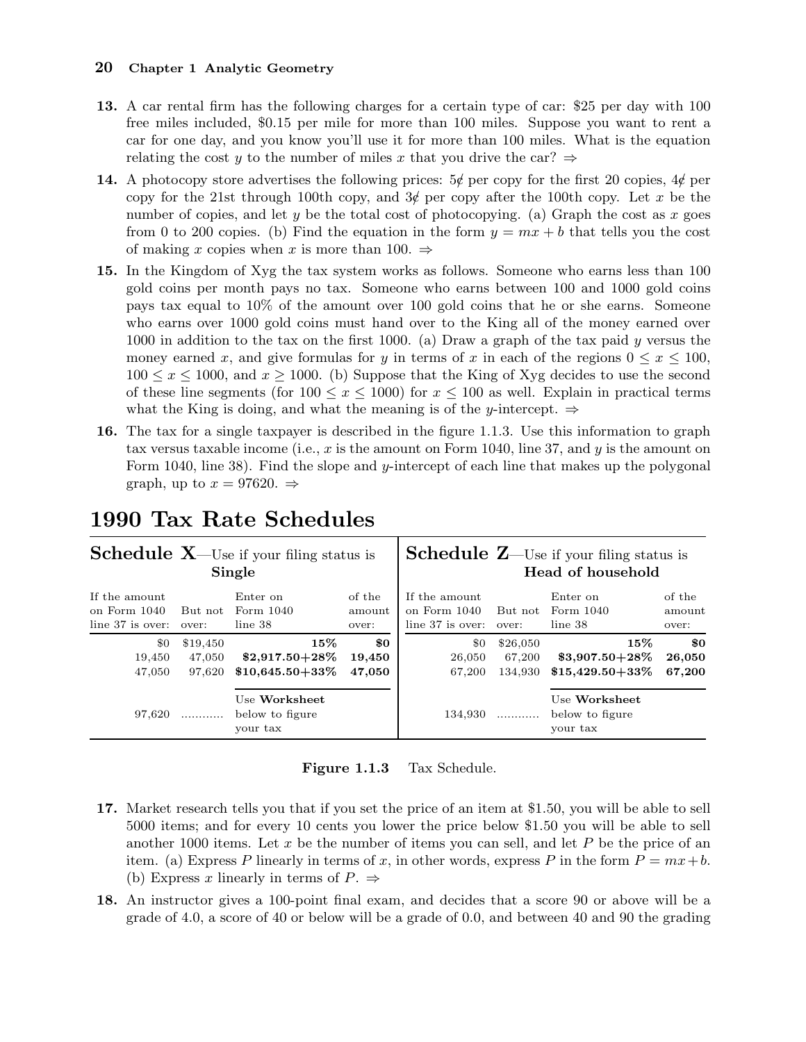**13.** A car rental firm has the following charges for a certain type of car: \$25 per day with 100 free miles included, \$0.15 per mile for more than 100 miles. Suppose you want to rent a car for one day, and you know you'll use it for more than 100 miles. What is the equation relating the cost $y$ to the number of miles $x$ that you drive the car? ⇒

**14.** A photocopy store advertises the following prices: 5¢ per copy for the first 20 copies, 4¢ per copy for the 21st through 100th copy, and 3¢ per copy after the 100th copy. Let $x$ be the number of copies, and let $y$ be the total cost of photocopying. (a) Graph the cost as $x$ goes from 0 to 200 copies. (b) Find the equation in the form $y = mx + b$ that tells you the cost of making $x$ copies when $x$ is more than 100. ⇒

**15.** In the Kingdom of Xyg the tax system works as follows. Someone who earns less than 100 gold coins per month pays no tax. Someone who earns between 100 and 1000 gold coins pays tax equal to 10% of the amount over 100 gold coins that he or she earns. Someone who earns over 1000 gold coins must hand over to the King all of the money earned over 1000 in addition to the tax on the first 1000. (a) Draw a graph of the tax paid $y$ versus the money earned $x$, and give formulas for $y$ in terms of $x$ in each of the regions $0 \le x \le 100$, $100 \le x \le 1000$, and $x \ge 1000$. (b) Suppose that the King of Xyg decides to use the second of these line segments (for $100 \le x \le 1000$) for $x \le 100$ as well. Explain in practical terms what the King is doing, and what the meaning is of the $y$-intercept. ⇒

**16.** The tax for a single taxpayer is described in the figure 1.1.3. Use this information to graph tax versus taxable income (i.e., $x$ is the amount on Form 1040, line 37, and $y$ is the amount on Form 1040, line 38). Find the slope and $y$-intercept of each line that makes up the polygonal graph, up to $x = 97620$. ⇒

# 1990 Tax Rate Schedules

**Schedule X**—Use if your filing status is **Single**

| If the amount on Form 1040 line 37 is over: | But not over: | Enter on Form 1040 line 38 | of the amount over: |
|---|---|---|---|
| \$0 | \$19,450 | **15%** | **\$0** |
| 19,450 | 47,050 | **\$2,917.50+28%** | **19,450** |
| 47,050 | 97,620 | **\$10,645.50+33%** | **47,050** |
| 97,620 | ........... | Use **Worksheet** below to figure your tax | |

**Schedule Z**—Use if your filing status is **Head of household**

| If the amount on Form 1040 line 37 is over: | But not over: | Enter on Form 1040 line 38 | of the amount over: |
|---|---|---|---|
| \$0 | \$26,050 | **15%** | **\$0** |
| 26,050 | 67,200 | **\$3,907.50+28%** | **26,050** |
| 67,200 | 134,930 | **\$15,429.50+33%** | **67,200** |
| 134,930 | ........... | Use **Worksheet** below to figure your tax | |

**Figure 1.1.3** Tax Schedule.

**17.** Market research tells you that if you set the price of an item at \$1.50, you will be able to sell 5000 items; and for every 10 cents you lower the price below \$1.50 you will be able to sell another 1000 items. Let $x$ be the number of items you can sell, and let $P$ be the price of an item. (a) Express $P$ linearly in terms of $x$, in other words, express $P$ in the form $P = mx + b$. (b) Express $x$ linearly in terms of $P$. ⇒

**18.** An instructor gives a 100-point final exam, and decides that a score 90 or above will be a grade of 4.0, a score of 40 or below will be a grade of 0.0, and between 40 and 90 the grading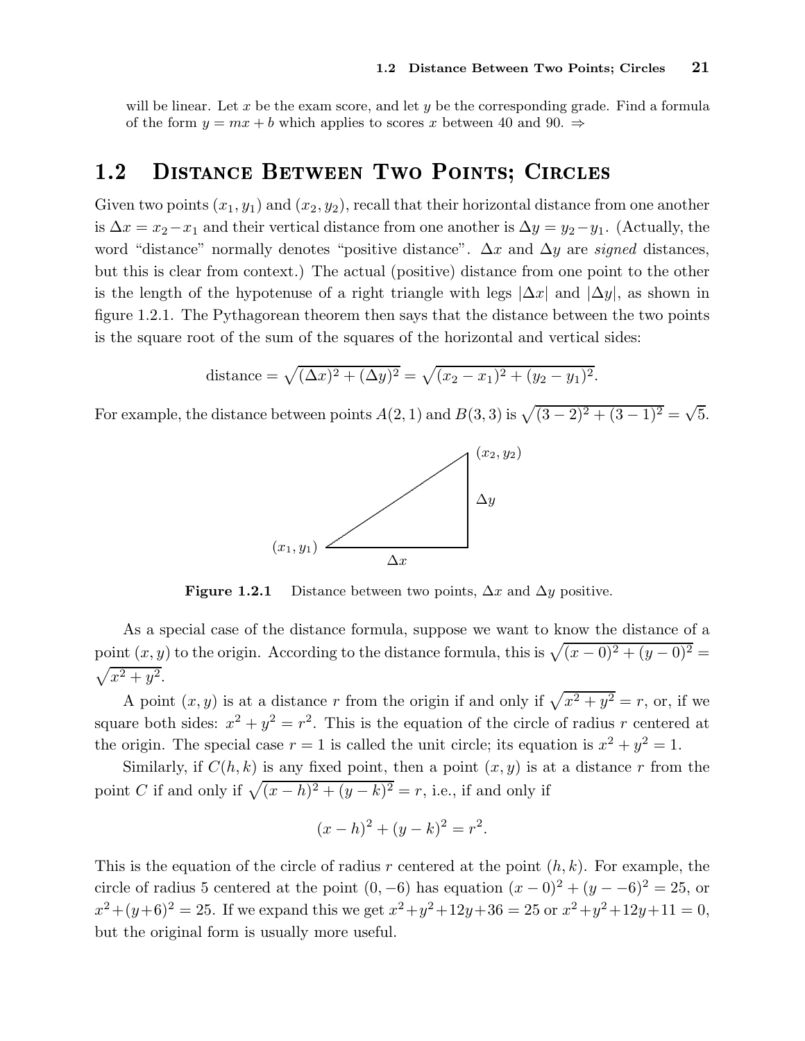will be linear. Let $x$ be the exam score, and let $y$ be the corresponding grade. Find a formula of the form $y = mx + b$ which applies to scores $x$ between 40 and 90. ⇒

## 1.2 Distance Between Two Points; Circles

Given two points $(x_1, y_1)$ and $(x_2, y_2)$, recall that their horizontal distance from one another is $\Delta x = x_2 - x_1$ and their vertical distance from one another is $\Delta y = y_2 - y_1$. (Actually, the word "distance" normally denotes "positive distance". $\Delta x$ and $\Delta y$ are *signed* distances, but this is clear from context.) The actual (positive) distance from one point to the other is the length of the hypotenuse of a right triangle with legs $|\Delta x|$ and $|\Delta y|$, as shown in figure 1.2.1. The Pythagorean theorem then says that the distance between the two points is the square root of the sum of the squares of the horizontal and vertical sides:

$$\text{distance} = \sqrt{(\Delta x)^2 + (\Delta y)^2} = \sqrt{(x_2 - x_1)^2 + (y_2 - y_1)^2}.$$

For example, the distance between points $A(2, 1)$ and $B(3, 3)$ is $\sqrt{(3-2)^2 + (3-1)^2} = \sqrt{5}$.

$(x_2, y_2)$

$\Delta y$

$(x_1, y_1)$

$\Delta x$

**Figure 1.2.1** Distance between two points, $\Delta x$ and $\Delta y$ positive.

As a special case of the distance formula, suppose we want to know the distance of a point $(x, y)$ to the origin. According to the distance formula, this is $\sqrt{(x-0)^2 + (y-0)^2} = \sqrt{x^2 + y^2}$.

A point $(x, y)$ is at a distance $r$ from the origin if and only if $\sqrt{x^2 + y^2} = r$, or, if we square both sides: $x^2 + y^2 = r^2$. This is the equation of the circle of radius $r$ centered at the origin. The special case $r = 1$ is called the unit circle; its equation is $x^2 + y^2 = 1$.

Similarly, if $C(h, k)$ is any fixed point, then a point $(x, y)$ is at a distance $r$ from the point $C$ if and only if $\sqrt{(x-h)^2 + (y-k)^2} = r$, i.e., if and only if

$$(x - h)^2 + (y - k)^2 = r^2.$$

This is the equation of the circle of radius $r$ centered at the point $(h, k)$. For example, the circle of radius 5 centered at the point $(0, -6)$ has equation $(x - 0)^2 + (y - -6)^2 = 25$, or $x^2 + (y+6)^2 = 25$. If we expand this we get $x^2 + y^2 + 12y + 36 = 25$ or $x^2 + y^2 + 12y + 11 = 0$, but the original form is usually more useful.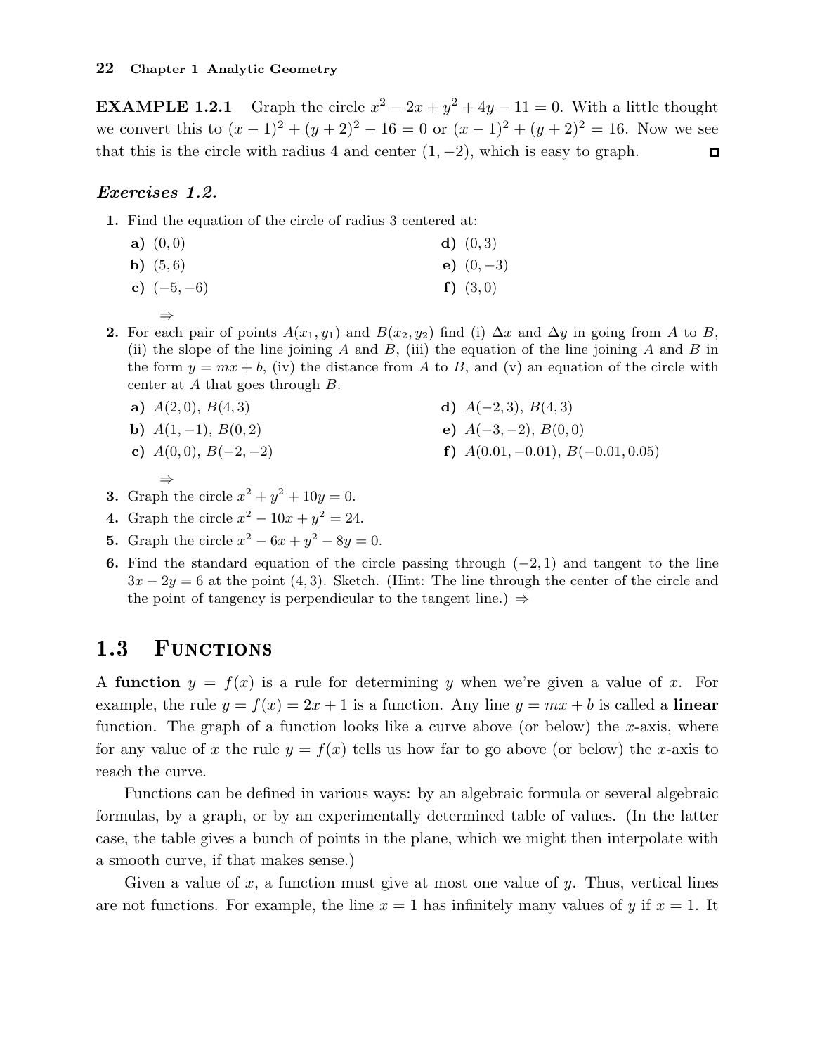**EXAMPLE 1.2.1** Graph the circle $x^2 - 2x + y^2 + 4y - 11 = 0$. With a little thought we convert this to $(x-1)^2 + (y+2)^2 - 16 = 0$ or $(x-1)^2 + (y+2)^2 = 16$. Now we see that this is the circle with radius 4 and center $(1, -2)$, which is easy to graph. □

### *Exercises 1.2.*

**1.** Find the equation of the circle of radius 3 centered at:

**a)** $(0,0)$
**b)** $(5,6)$
**c)** $(-5,-6)$
**d)** $(0,3)$
**e)** $(0,-3)$
**f)** $(3,0)$

⇒

**2.** For each pair of points $A(x_1, y_1)$ and $B(x_2, y_2)$ find (i) $\Delta x$ and $\Delta y$ in going from $A$ to $B$, (ii) the slope of the line joining $A$ and $B$, (iii) the equation of the line joining $A$ and $B$ in the form $y = mx + b$, (iv) the distance from $A$ to $B$, and (v) an equation of the circle with center at $A$ that goes through $B$.

**a)** $A(2,0)$, $B(4,3)$
**b)** $A(1,-1)$, $B(0,2)$
**c)** $A(0,0)$, $B(-2,-2)$
**d)** $A(-2,3)$, $B(4,3)$
**e)** $A(-3,-2)$, $B(0,0)$
**f)** $A(0.01,-0.01)$, $B(-0.01,0.05)$

⇒

**3.** Graph the circle $x^2 + y^2 + 10y = 0$.

**4.** Graph the circle $x^2 - 10x + y^2 = 24$.

**5.** Graph the circle $x^2 - 6x + y^2 - 8y = 0$.

**6.** Find the standard equation of the circle passing through $(-2, 1)$ and tangent to the line $3x - 2y = 6$ at the point $(4, 3)$. Sketch. (Hint: The line through the center of the circle and the point of tangency is perpendicular to the tangent line.) ⇒

## 1.3 FUNCTIONS

A **function** $y = f(x)$ is a rule for determining $y$ when we're given a value of $x$. For example, the rule $y = f(x) = 2x + 1$ is a function. Any line $y = mx + b$ is called a **linear** function. The graph of a function looks like a curve above (or below) the $x$-axis, where for any value of $x$ the rule $y = f(x)$ tells us how far to go above (or below) the $x$-axis to reach the curve.

Functions can be defined in various ways: by an algebraic formula or several algebraic formulas, by a graph, or by an experimentally determined table of values. (In the latter case, the table gives a bunch of points in the plane, which we might then interpolate with a smooth curve, if that makes sense.)

Given a value of $x$, a function must give at most one value of $y$. Thus, vertical lines are not functions. For example, the line $x = 1$ has infinitely many values of $y$ if $x = 1$. It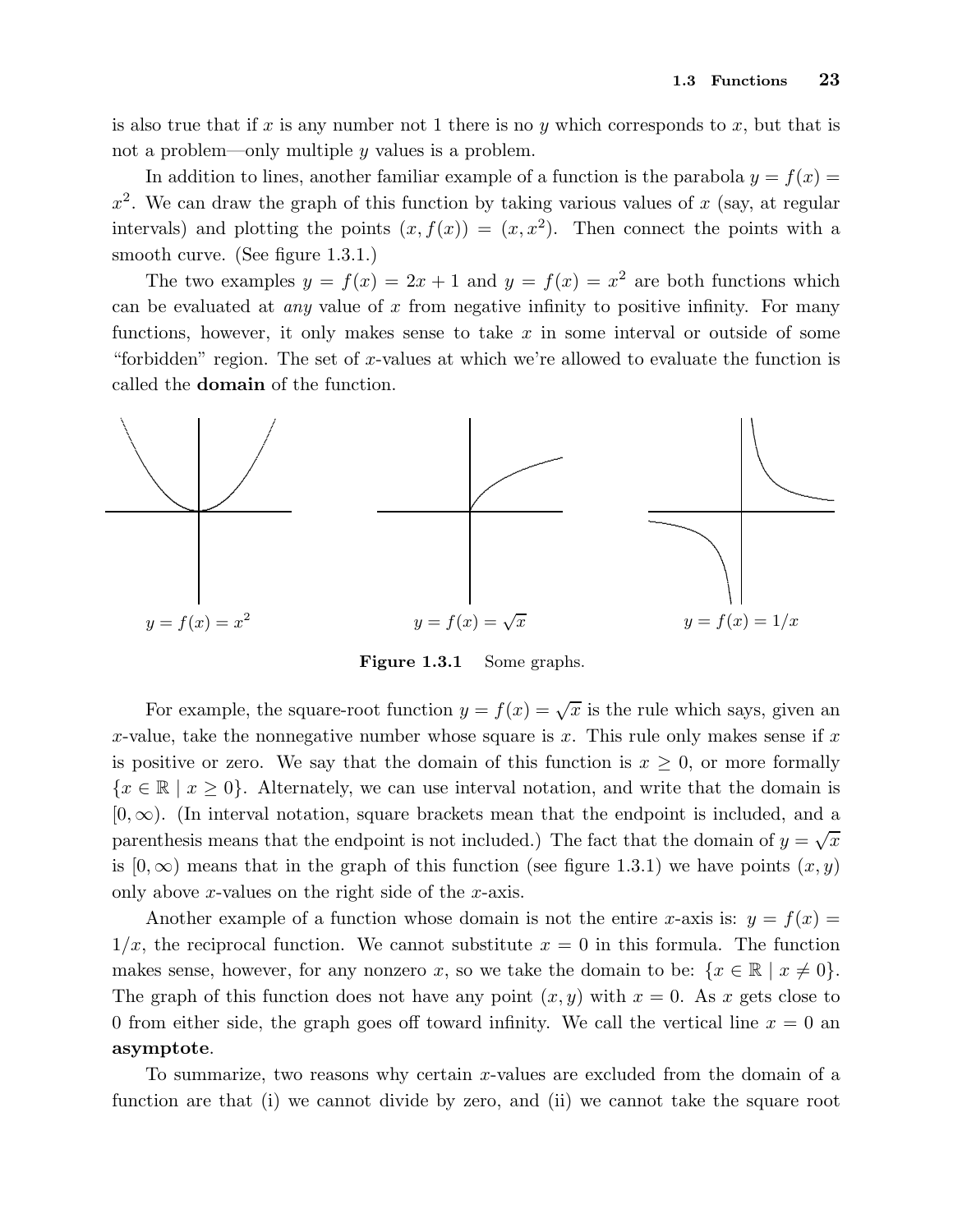is also true that if $x$ is any number not 1 there is no $y$ which corresponds to $x$, but that is not a problem—only multiple $y$ values is a problem.

In addition to lines, another familiar example of a function is the parabola $y = f(x) = x^2$. We can draw the graph of this function by taking various values of $x$ (say, at regular intervals) and plotting the points $(x, f(x)) = (x, x^2)$. Then connect the points with a smooth curve. (See figure 1.3.1.)

The two examples $y = f(x) = 2x + 1$ and $y = f(x) = x^2$ are both functions which can be evaluated at *any* value of $x$ from negative infinity to positive infinity. For many functions, however, it only makes sense to take $x$ in some interval or outside of some "forbidden" region. The set of $x$-values at which we're allowed to evaluate the function is called the **domain** of the function.

$y = f(x) = x^2$

$y = f(x) = \sqrt{x}$

$y = f(x) = 1/x$

**Figure 1.3.1** Some graphs.

For example, the square-root function $y = f(x) = \sqrt{x}$ is the rule which says, given an $x$-value, take the nonnegative number whose square is $x$. This rule only makes sense if $x$ is positive or zero. We say that the domain of this function is $x \geq 0$, or more formally $\{x \in \mathbb{R} \mid x \geq 0\}$. Alternately, we can use interval notation, and write that the domain is $[0, \infty)$. (In interval notation, square brackets mean that the endpoint is included, and a parenthesis means that the endpoint is not included.) The fact that the domain of $y = \sqrt{x}$ is $[0, \infty)$ means that in the graph of this function (see figure 1.3.1) we have points $(x, y)$ only above $x$-values on the right side of the $x$-axis.

Another example of a function whose domain is not the entire $x$-axis is: $y = f(x) = 1/x$, the reciprocal function. We cannot substitute $x = 0$ in this formula. The function makes sense, however, for any nonzero $x$, so we take the domain to be: $\{x \in \mathbb{R} \mid x \neq 0\}$. The graph of this function does not have any point $(x, y)$ with $x = 0$. As $x$ gets close to 0 from either side, the graph goes off toward infinity. We call the vertical line $x = 0$ an **asymptote**.

To summarize, two reasons why certain $x$-values are excluded from the domain of a function are that (i) we cannot divide by zero, and (ii) we cannot take the square root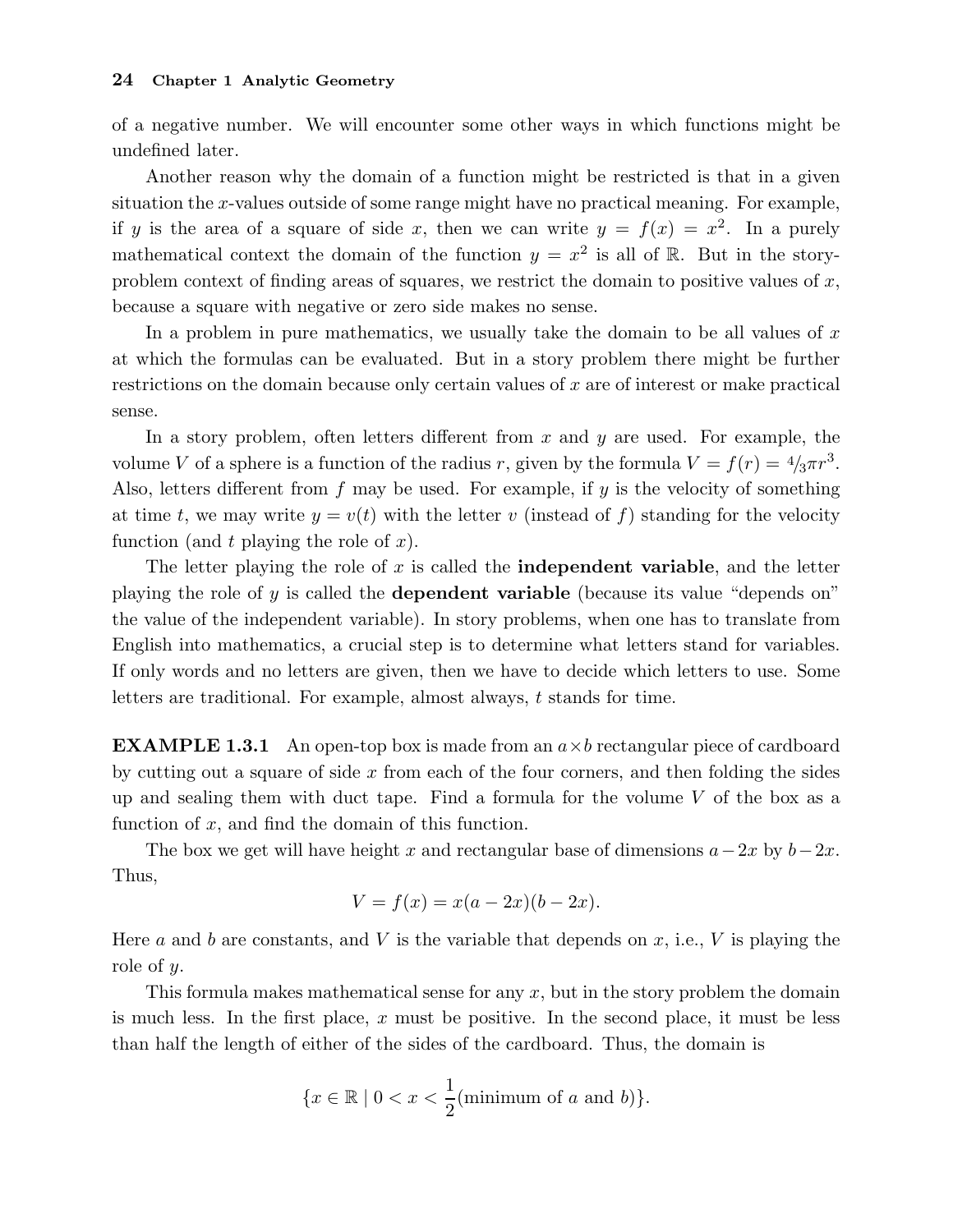of a negative number. We will encounter some other ways in which functions might be undefined later.

Another reason why the domain of a function might be restricted is that in a given situation the $x$-values outside of some range might have no practical meaning. For example, if $y$ is the area of a square of side $x$, then we can write $y = f(x) = x^2$. In a purely mathematical context the domain of the function $y = x^2$ is all of $\mathbb{R}$. But in the story-problem context of finding areas of squares, we restrict the domain to positive values of $x$, because a square with negative or zero side makes no sense.

In a problem in pure mathematics, we usually take the domain to be all values of $x$ at which the formulas can be evaluated. But in a story problem there might be further restrictions on the domain because only certain values of $x$ are of interest or make practical sense.

In a story problem, often letters different from $x$ and $y$ are used. For example, the volume $V$ of a sphere is a function of the radius $r$, given by the formula $V = f(r) = {}^4\!/_3\pi r^3$. Also, letters different from $f$ may be used. For example, if $y$ is the velocity of something at time $t$, we may write $y = v(t)$ with the letter $v$ (instead of $f$) standing for the velocity function (and $t$ playing the role of $x$).

The letter playing the role of $x$ is called the **independent variable**, and the letter playing the role of $y$ is called the **dependent variable** (because its value "depends on" the value of the independent variable). In story problems, when one has to translate from English into mathematics, a crucial step is to determine what letters stand for variables. If only words and no letters are given, then we have to decide which letters to use. Some letters are traditional. For example, almost always, $t$ stands for time.

**EXAMPLE 1.3.1** An open-top box is made from an $a \times b$ rectangular piece of cardboard by cutting out a square of side $x$ from each of the four corners, and then folding the sides up and sealing them with duct tape. Find a formula for the volume $V$ of the box as a function of $x$, and find the domain of this function.

The box we get will have height $x$ and rectangular base of dimensions $a - 2x$ by $b - 2x$. Thus,

$$V = f(x) = x(a - 2x)(b - 2x).$$

Here $a$ and $b$ are constants, and $V$ is the variable that depends on $x$, i.e., $V$ is playing the role of $y$.

This formula makes mathematical sense for any $x$, but in the story problem the domain is much less. In the first place, $x$ must be positive. In the second place, it must be less than half the length of either of the sides of the cardboard. Thus, the domain is

$$\{x \in \mathbb{R} \mid 0 < x < \frac{1}{2}(\text{minimum of } a \text{ and } b)\}.$$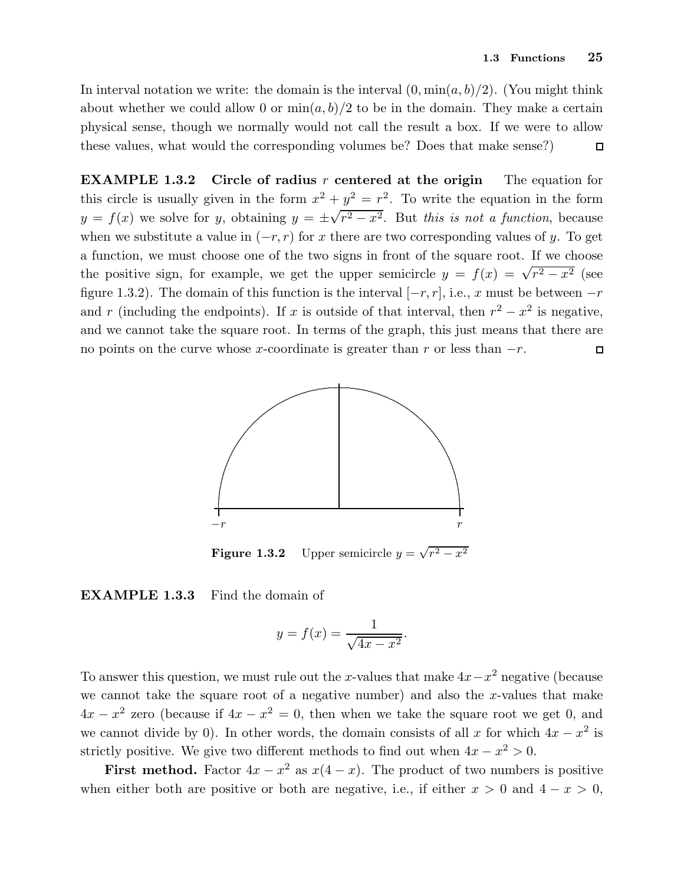In interval notation we write: the domain is the interval $(0, \min(a, b)/2)$. (You might think about whether we could allow 0 or $\min(a, b)/2$ to be in the domain. They make a certain physical sense, though we normally would not call the result a box. If we were to allow these values, what would the corresponding volumes be? Does that make sense?) □

**EXAMPLE 1.3.2 Circle of radius $r$ centered at the origin** The equation for this circle is usually given in the form $x^2 + y^2 = r^2$. To write the equation in the form $y = f(x)$ we solve for $y$, obtaining $y = \pm\sqrt{r^2 - x^2}$. But *this is not a function*, because when we substitute a value in $(-r, r)$ for $x$ there are two corresponding values of $y$. To get a function, we must choose one of the two signs in front of the square root. If we choose the positive sign, for example, we get the upper semicircle $y = f(x) = \sqrt{r^2 - x^2}$ (see figure 1.3.2). The domain of this function is the interval $[-r, r]$, i.e., $x$ must be between $-r$ and $r$ (including the endpoints). If $x$ is outside of that interval, then $r^2 - x^2$ is negative, and we cannot take the square root. In terms of the graph, this just means that there are no points on the curve whose $x$-coordinate is greater than $r$ or less than $-r$. □

$-r$

$r$

**Figure 1.3.2** Upper semicircle $y = \sqrt{r^2 - x^2}$

**EXAMPLE 1.3.3** Find the domain of

$$y = f(x) = \frac{1}{\sqrt{4x - x^2}}.$$

To answer this question, we must rule out the $x$-values that make $4x - x^2$ negative (because we cannot take the square root of a negative number) and also the $x$-values that make $4x - x^2$ zero (because if $4x - x^2 = 0$, then when we take the square root we get 0, and we cannot divide by 0). In other words, the domain consists of all $x$ for which $4x - x^2$ is strictly positive. We give two different methods to find out when $4x - x^2 > 0$.

**First method.** Factor $4x - x^2$ as $x(4 - x)$. The product of two numbers is positive when either both are positive or both are negative, i.e., if either $x > 0$ and $4 - x > 0$,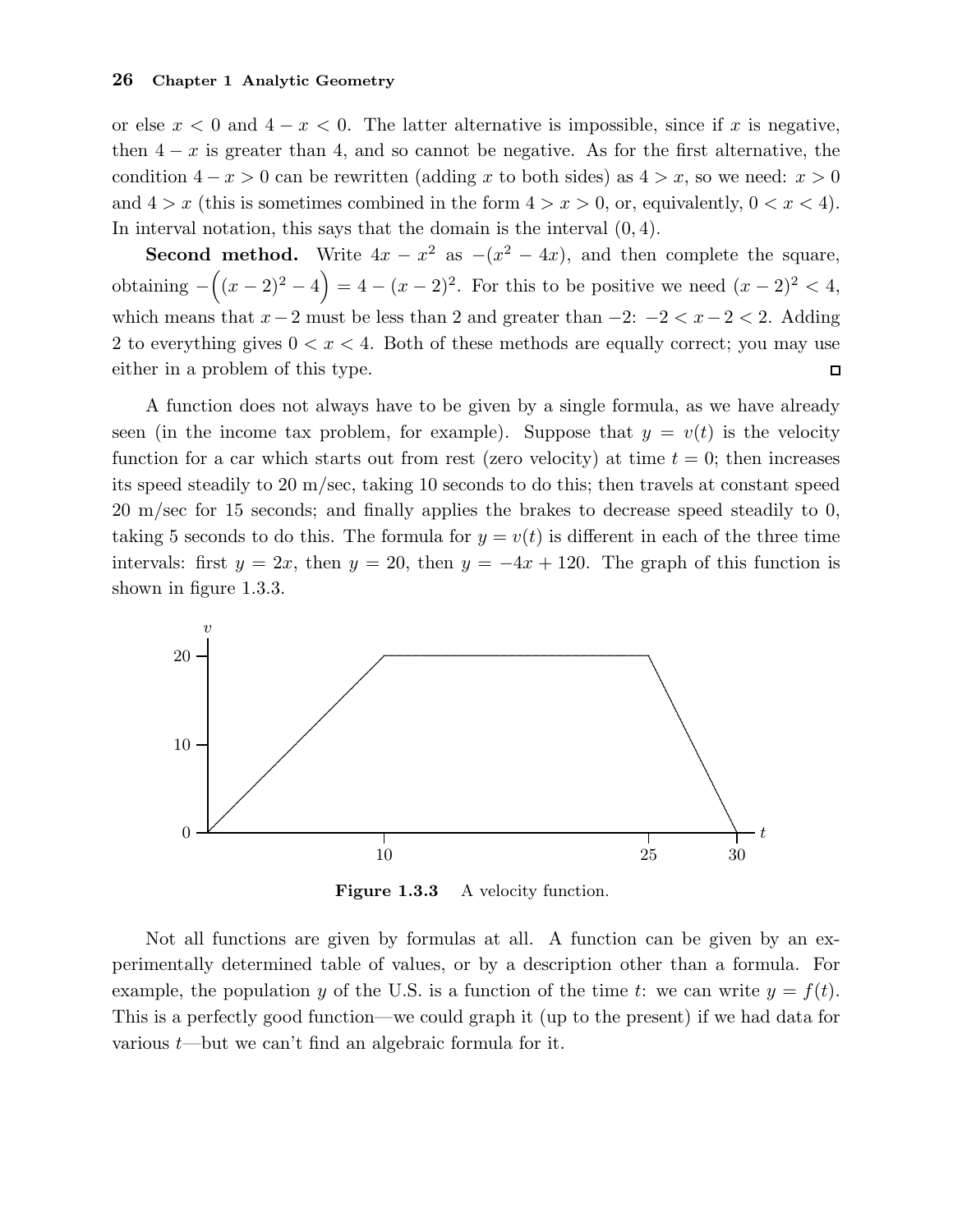or else $x < 0$ and $4 - x < 0$. The latter alternative is impossible, since if $x$ is negative, then $4 - x$ is greater than 4, and so cannot be negative. As for the first alternative, the condition $4 - x > 0$ can be rewritten (adding $x$ to both sides) as $4 > x$, so we need: $x > 0$ and $4 > x$ (this is sometimes combined in the form $4 > x > 0$, or, equivalently, $0 < x < 4$). In interval notation, this says that the domain is the interval $(0, 4)$.

**Second method.** Write $4x - x^2$ as $-(x^2 - 4x)$, and then complete the square, obtaining $-\Big((x-2)^2 - 4\Big) = 4 - (x-2)^2$. For this to be positive we need $(x-2)^2 < 4$, which means that $x - 2$ must be less than 2 and greater than $-2$: $-2 < x - 2 < 2$. Adding 2 to everything gives $0 < x < 4$. Both of these methods are equally correct; you may use either in a problem of this type. □

A function does not always have to be given by a single formula, as we have already seen (in the income tax problem, for example). Suppose that $y = v(t)$ is the velocity function for a car which starts out from rest (zero velocity) at time $t = 0$; then increases its speed steadily to 20 m/sec, taking 10 seconds to do this; then travels at constant speed 20 m/sec for 15 seconds; and finally applies the brakes to decrease speed steadily to 0, taking 5 seconds to do this. The formula for $y = v(t)$ is different in each of the three time intervals: first $y = 2x$, then $y = 20$, then $y = -4x + 120$. The graph of this function is shown in figure 1.3.3.

v

20

10

0

10

25

30

t

**Figure 1.3.3** A velocity function.

Not all functions are given by formulas at all. A function can be given by an experimentally determined table of values, or by a description other than a formula. For example, the population $y$ of the U.S. is a function of the time $t$: we can write $y = f(t)$. This is a perfectly good function—we could graph it (up to the present) if we had data for various $t$—but we can't find an algebraic formula for it.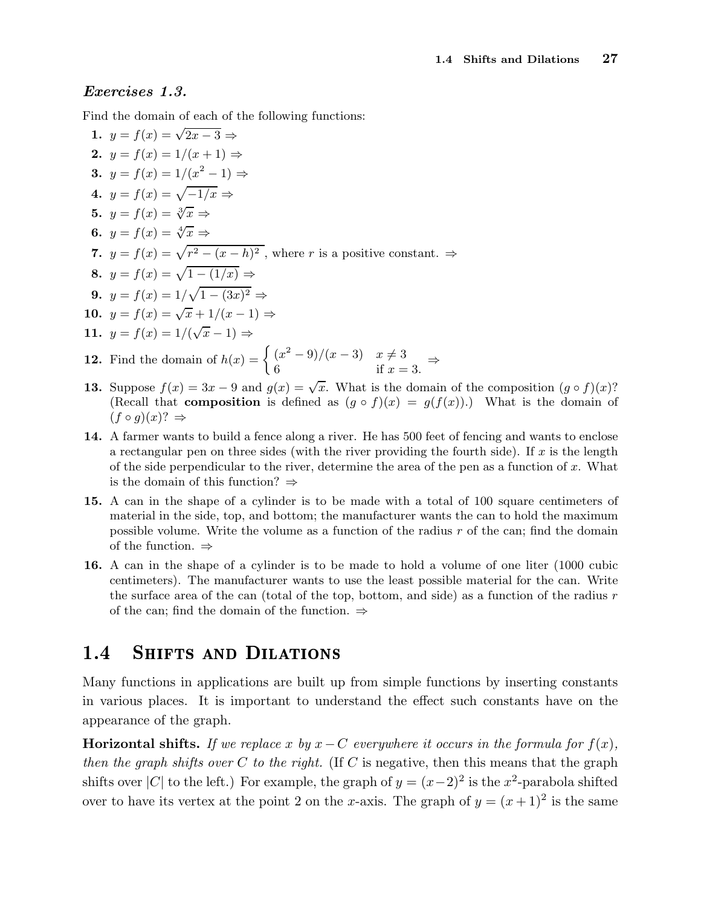### *Exercises 1.3.*

Find the domain of each of the following functions:

1. $y = f(x) = \sqrt{2x-3} \Rightarrow$
2. $y = f(x) = 1/(x+1) \Rightarrow$
3. $y = f(x) = 1/(x^2-1) \Rightarrow$
4. $y = f(x) = \sqrt{-1/x} \Rightarrow$
5. $y = f(x) = \sqrt[3]{x} \Rightarrow$
6. $y = f(x) = \sqrt[4]{x} \Rightarrow$
7. $y = f(x) = \sqrt{r^2-(x-h)^2}$, where $r$ is a positive constant. $\Rightarrow$
8. $y = f(x) = \sqrt{1-(1/x)} \Rightarrow$
9. $y = f(x) = 1/\sqrt{1-(3x)^2} \Rightarrow$
10. $y = f(x) = \sqrt{x} + 1/(x-1) \Rightarrow$
11. $y = f(x) = 1/(\sqrt{x}-1) \Rightarrow$
12. Find the domain of $h(x) = \begin{cases} (x^2-9)/(x-3) & x \neq 3 \\ 6 & \text{if } x = 3. \end{cases} \Rightarrow$
13. Suppose $f(x) = 3x - 9$ and $g(x) = \sqrt{x}$. What is the domain of the composition $(g \circ f)(x)$? (Recall that **composition** is defined as $(g \circ f)(x) = g(f(x))$.) What is the domain of $(f \circ g)(x)$? $\Rightarrow$
14. A farmer wants to build a fence along a river. He has 500 feet of fencing and wants to enclose a rectangular pen on three sides (with the river providing the fourth side). If $x$ is the length of the side perpendicular to the river, determine the area of the pen as a function of $x$. What is the domain of this function? $\Rightarrow$
15. A can in the shape of a cylinder is to be made with a total of 100 square centimeters of material in the side, top, and bottom; the manufacturer wants the can to hold the maximum possible volume. Write the volume as a function of the radius $r$ of the can; find the domain of the function. $\Rightarrow$
16. A can in the shape of a cylinder is to be made to hold a volume of one liter (1000 cubic centimeters). The manufacturer wants to use the least possible material for the can. Write the surface area of the can (total of the top, bottom, and side) as a function of the radius $r$ of the can; find the domain of the function. $\Rightarrow$

## 1.4 Shifts and Dilations

Many functions in applications are built up from simple functions by inserting constants in various places. It is important to understand the effect such constants have on the appearance of the graph.

**Horizontal shifts.** *If we replace $x$ by $x - C$ everywhere it occurs in the formula for $f(x)$, then the graph shifts over $C$ to the right.* (If $C$ is negative, then this means that the graph shifts over $|C|$ to the left.) For example, the graph of $y = (x-2)^2$ is the $x^2$-parabola shifted over to have its vertex at the point 2 on the $x$-axis. The graph of $y = (x+1)^2$ is the same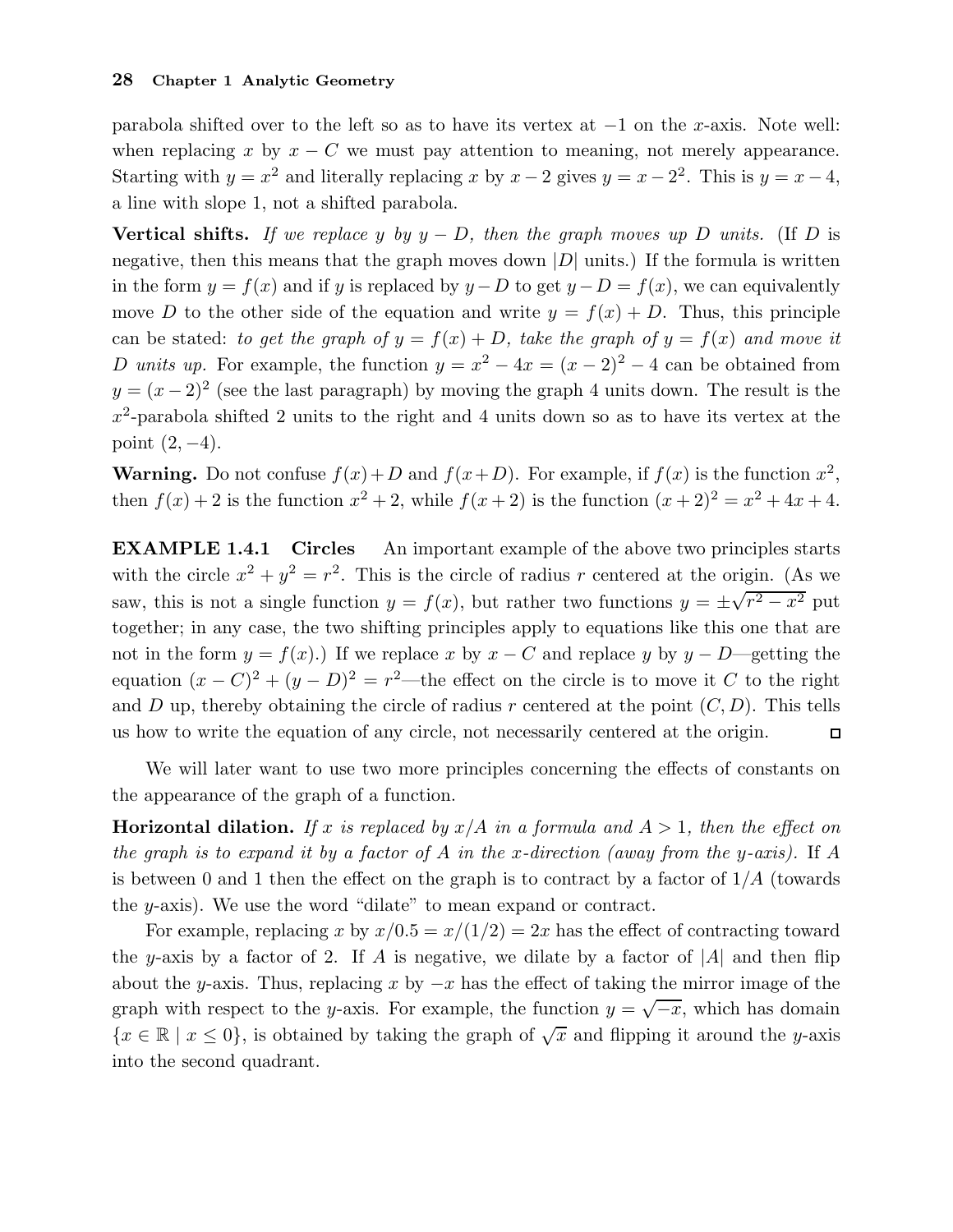parabola shifted over to the left so as to have its vertex at $-1$ on the $x$-axis. Note well: when replacing $x$ by $x - C$ we must pay attention to meaning, not merely appearance. Starting with $y = x^2$ and literally replacing $x$ by $x - 2$ gives $y = x - 2^2$. This is $y = x - 4$, a line with slope 1, not a shifted parabola.

**Vertical shifts.** *If we replace $y$ by $y - D$, then the graph moves up $D$ units.* (If $D$ is negative, then this means that the graph moves down $|D|$ units.) If the formula is written in the form $y = f(x)$ and if $y$ is replaced by $y - D$ to get $y - D = f(x)$, we can equivalently move $D$ to the other side of the equation and write $y = f(x) + D$. Thus, this principle can be stated: *to get the graph of $y = f(x) + D$, take the graph of $y = f(x)$ and move it $D$ units up.* For example, the function $y = x^2 - 4x = (x - 2)^2 - 4$ can be obtained from $y = (x - 2)^2$ (see the last paragraph) by moving the graph 4 units down. The result is the $x^2$-parabola shifted 2 units to the right and 4 units down so as to have its vertex at the point $(2, -4)$.

**Warning.** Do not confuse $f(x) + D$ and $f(x + D)$. For example, if $f(x)$ is the function $x^2$, then $f(x) + 2$ is the function $x^2 + 2$, while $f(x + 2)$ is the function $(x + 2)^2 = x^2 + 4x + 4$.

**EXAMPLE 1.4.1 Circles** An important example of the above two principles starts with the circle $x^2 + y^2 = r^2$. This is the circle of radius $r$ centered at the origin. (As we saw, this is not a single function $y = f(x)$, but rather two functions $y = \pm\sqrt{r^2 - x^2}$ put together; in any case, the two shifting principles apply to equations like this one that are not in the form $y = f(x)$.) If we replace $x$ by $x - C$ and replace $y$ by $y - D$—getting the equation $(x - C)^2 + (y - D)^2 = r^2$—the effect on the circle is to move it $C$ to the right and $D$ up, thereby obtaining the circle of radius $r$ centered at the point $(C, D)$. This tells us how to write the equation of any circle, not necessarily centered at the origin. □

We will later want to use two more principles concerning the effects of constants on the appearance of the graph of a function.

**Horizontal dilation.** *If $x$ is replaced by $x/A$ in a formula and $A > 1$, then the effect on the graph is to expand it by a factor of $A$ in the $x$-direction (away from the $y$-axis).* If $A$ is between 0 and 1 then the effect on the graph is to contract by a factor of $1/A$ (towards the $y$-axis). We use the word "dilate" to mean expand or contract.

For example, replacing $x$ by $x/0.5 = x/(1/2) = 2x$ has the effect of contracting toward the $y$-axis by a factor of 2. If $A$ is negative, we dilate by a factor of $|A|$ and then flip about the $y$-axis. Thus, replacing $x$ by $-x$ has the effect of taking the mirror image of the graph with respect to the $y$-axis. For example, the function $y = \sqrt{-x}$, which has domain $\{x \in \mathbb{R} \mid x \leq 0\}$, is obtained by taking the graph of $\sqrt{x}$ and flipping it around the $y$-axis into the second quadrant.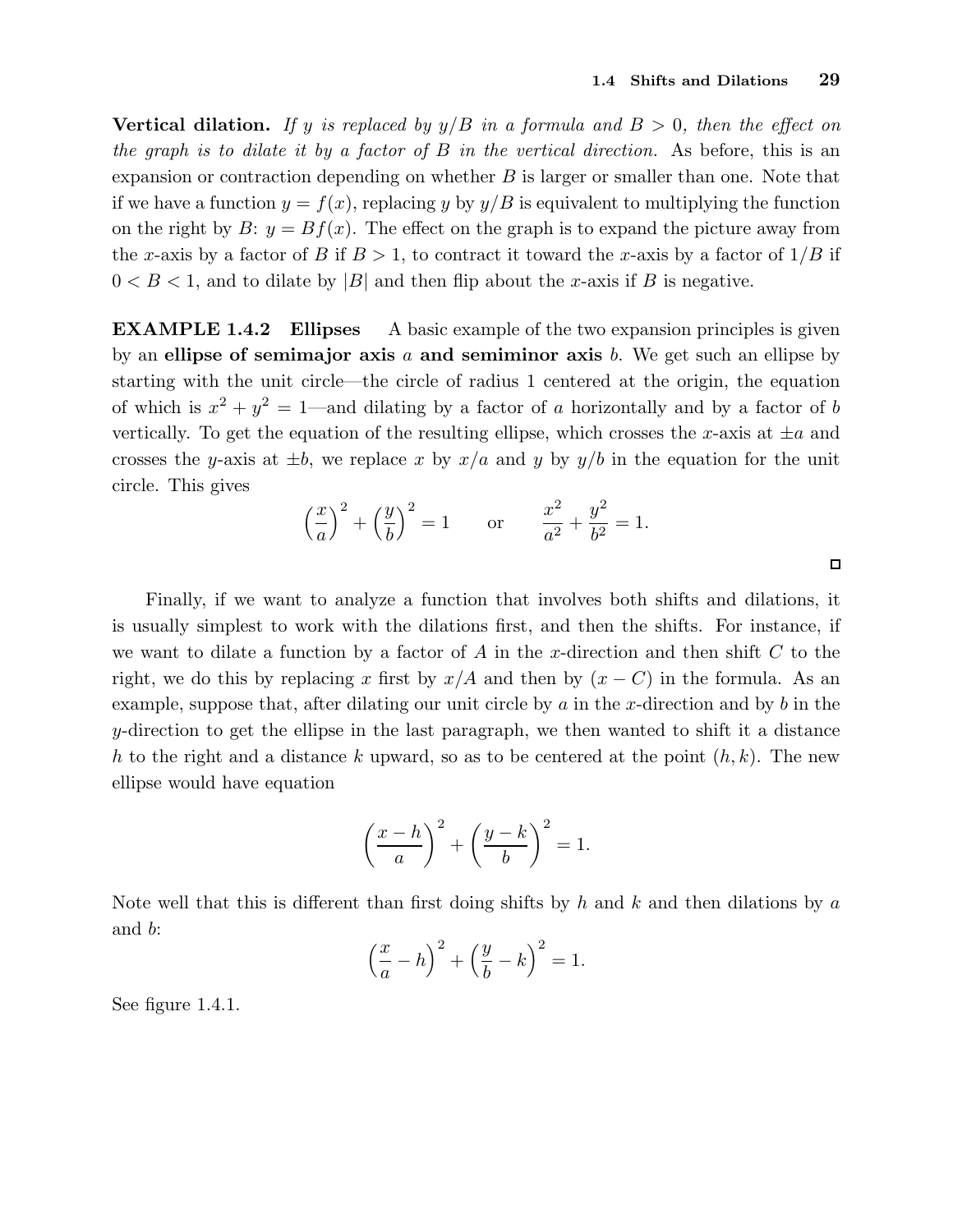**Vertical dilation.** *If $y$ is replaced by $y/B$ in a formula and $B > 0$, then the effect on the graph is to dilate it by a factor of $B$ in the vertical direction.* As before, this is an expansion or contraction depending on whether $B$ is larger or smaller than one. Note that if we have a function $y = f(x)$, replacing $y$ by $y/B$ is equivalent to multiplying the function on the right by $B$: $y = Bf(x)$. The effect on the graph is to expand the picture away from the $x$-axis by a factor of $B$ if $B > 1$, to contract it toward the $x$-axis by a factor of $1/B$ if $0 < B < 1$, and to dilate by $|B|$ and then flip about the $x$-axis if $B$ is negative.

**EXAMPLE 1.4.2 Ellipses** A basic example of the two expansion principles is given by an **ellipse of semimajor axis $a$ and semiminor axis $b$**. We get such an ellipse by starting with the unit circle—the circle of radius 1 centered at the origin, the equation of which is $x^2 + y^2 = 1$—and dilating by a factor of $a$ horizontally and by a factor of $b$ vertically. To get the equation of the resulting ellipse, which crosses the $x$-axis at $\pm a$ and crosses the $y$-axis at $\pm b$, we replace $x$ by $x/a$ and $y$ by $y/b$ in the equation for the unit circle. This gives

$$\left(\frac{x}{a}\right)^2 + \left(\frac{y}{b}\right)^2 = 1 \qquad \text{or} \qquad \frac{x^2}{a^2} + \frac{y^2}{b^2} = 1.$$

□

Finally, if we want to analyze a function that involves both shifts and dilations, it is usually simplest to work with the dilations first, and then the shifts. For instance, if we want to dilate a function by a factor of $A$ in the $x$-direction and then shift $C$ to the right, we do this by replacing $x$ first by $x/A$ and then by $(x - C)$ in the formula. As an example, suppose that, after dilating our unit circle by $a$ in the $x$-direction and by $b$ in the $y$-direction to get the ellipse in the last paragraph, we then wanted to shift it a distance $h$ to the right and a distance $k$ upward, so as to be centered at the point $(h, k)$. The new ellipse would have equation

$$\left(\frac{x-h}{a}\right)^2 + \left(\frac{y-k}{b}\right)^2 = 1.$$

Note well that this is different than first doing shifts by $h$ and $k$ and then dilations by $a$ and $b$:

$$\left(\frac{x}{a} - h\right)^2 + \left(\frac{y}{b} - k\right)^2 = 1.$$

See figure 1.4.1.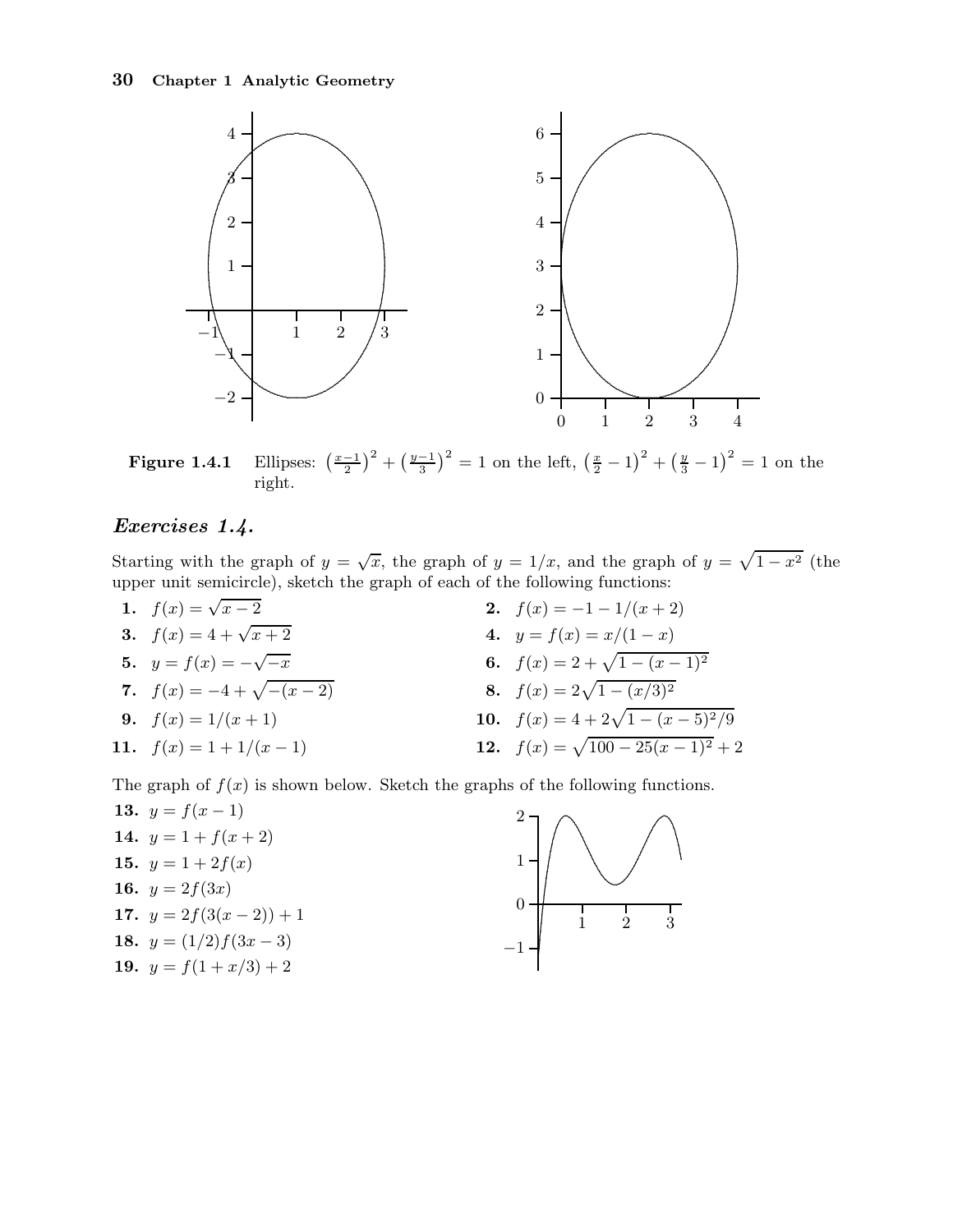4
3
2
1
−1
1
2
3
−1
−2

6
5
4
3
2
1
0
0
1
2
3
4

**Figure 1.4.1** Ellipses: $\left(\frac{x-1}{2}\right)^2 + \left(\frac{y-1}{3}\right)^2 = 1$ on the left, $\left(\frac{x}{2}-1\right)^2 + \left(\frac{y}{3}-1\right)^2 = 1$ on the right.

## *Exercises 1.4.*

Starting with the graph of $y = \sqrt{x}$, the graph of $y = 1/x$, and the graph of $y = \sqrt{1-x^2}$ (the upper unit semicircle), sketch the graph of each of the following functions:

**1.** $f(x) = \sqrt{x-2}$

**2.** $f(x) = -1 - 1/(x+2)$

**3.** $f(x) = 4 + \sqrt{x+2}$

**4.** $y = f(x) = x/(1-x)$

**5.** $y = f(x) = -\sqrt{-x}$

**6.** $f(x) = 2 + \sqrt{1-(x-1)^2}$

**7.** $f(x) = -4 + \sqrt{-(x-2)}$

**8.** $f(x) = 2\sqrt{1-(x/3)^2}$

**9.** $f(x) = 1/(x+1)$

**10.** $f(x) = 4 + 2\sqrt{1-(x-5)^2/9}$

**11.** $f(x) = 1 + 1/(x-1)$

**12.** $f(x) = \sqrt{100 - 25(x-1)^2} + 2$

The graph of $f(x)$ is shown below. Sketch the graphs of the following functions.

**13.** $y = f(x-1)$

**14.** $y = 1 + f(x+2)$

**15.** $y = 1 + 2f(x)$

**16.** $y = 2f(3x)$

**17.** $y = 2f(3(x-2)) + 1$

**18.** $y = (1/2)f(3x-3)$

**19.** $y = f(1 + x/3) + 2$

2
1
0
−1
1
2
3